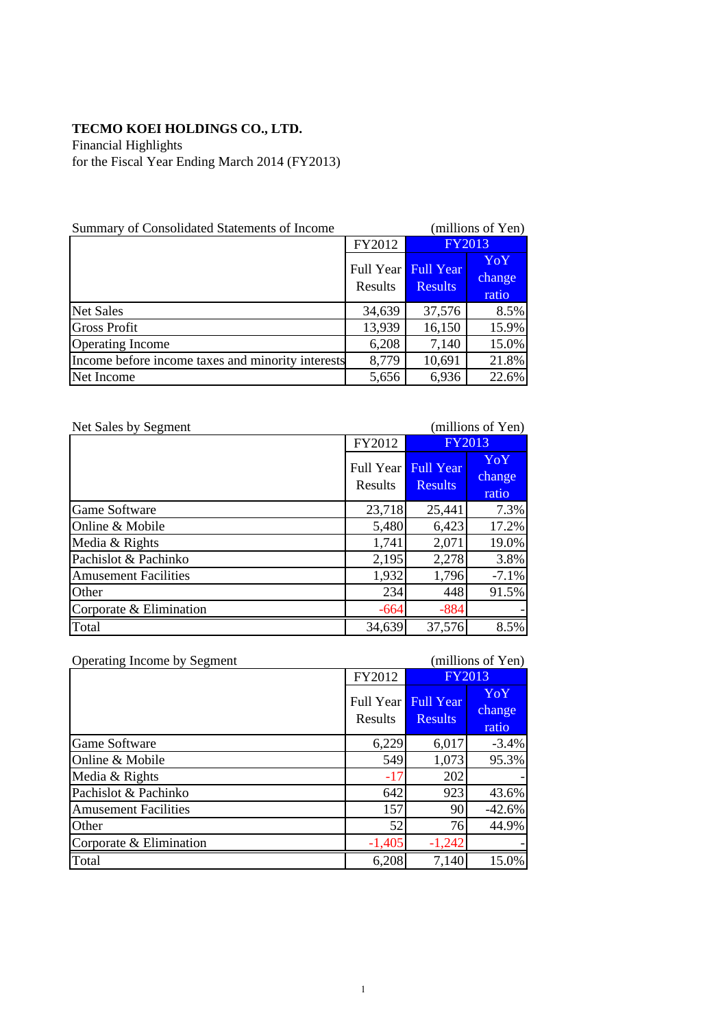**TECMO KOEI HOLDINGS CO., LTD.**
Financial Highlights
for the Fiscal Year Ending March 2014 (FY2013)

Summary of Consolidated Statements of Income (millions of Yen)

| | FY2012 | FY2013 | |
|---|---|---|---|
| | Full Year Results | Full Year Results | YoY change ratio |
| Net Sales | 34,639 | 37,576 | 8.5% |
| Gross Profit | 13,939 | 16,150 | 15.9% |
| Operating Income | 6,208 | 7,140 | 15.0% |
| Income before income taxes and minority interests | 8,779 | 10,691 | 21.8% |
| Net Income | 5,656 | 6,936 | 22.6% |

Net Sales by Segment (millions of Yen)

| | FY2012 | FY2013 | |
|---|---|---|---|
| | Full Year Results | Full Year Results | YoY change ratio |
| Game Software | 23,718 | 25,441 | 7.3% |
| Online & Mobile | 5,480 | 6,423 | 17.2% |
| Media & Rights | 1,741 | 2,071 | 19.0% |
| Pachislot & Pachinko | 2,195 | 2,278 | 3.8% |
| Amusement Facilities | 1,932 | 1,796 | -7.1% |
| Other | 234 | 448 | 91.5% |
| Corporate & Elimination | -664 | -884 | - |
| Total | 34,639 | 37,576 | 8.5% |

Operating Income by Segment (millions of Yen)

| | FY2012 | FY2013 | |
|---|---|---|---|
| | Full Year Results | Full Year Results | YoY change ratio |
| Game Software | 6,229 | 6,017 | -3.4% |
| Online & Mobile | 549 | 1,073 | 95.3% |
| Media & Rights | -17 | 202 | - |
| Pachislot & Pachinko | 642 | 923 | 43.6% |
| Amusement Facilities | 157 | 90 | -42.6% |
| Other | 52 | 76 | 44.9% |
| Corporate & Elimination | -1,405 | -1,242 | - |
| Total | 6,208 | 7,140 | 15.0% |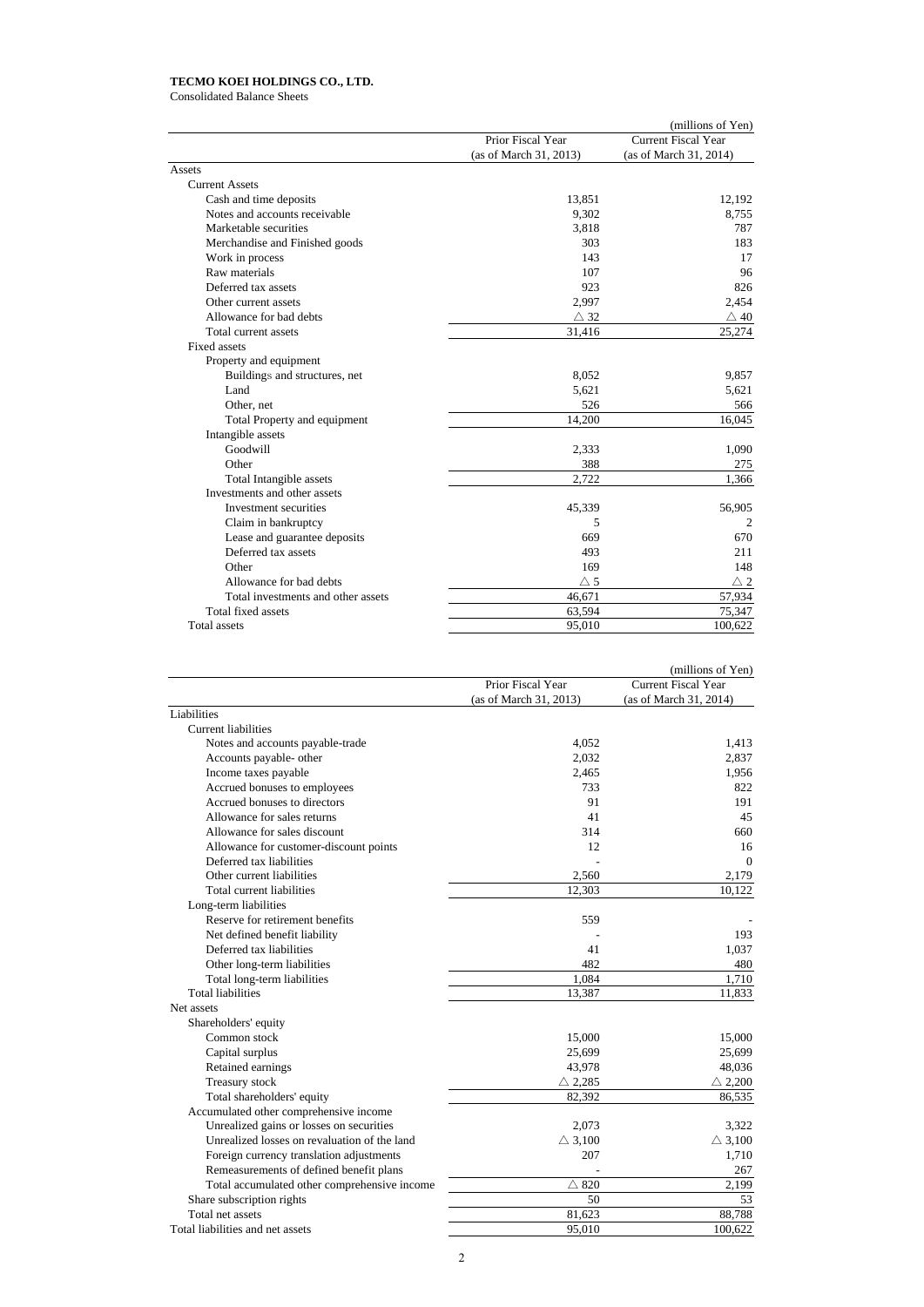**TECMO KOEI HOLDINGS CO., LTD.**
Consolidated Balance Sheets

(millions of Yen)

| | Prior Fiscal Year (as of March 31, 2013) | Current Fiscal Year (as of March 31, 2014) |
|---|---|---|
| Assets | | |
| Current Assets | | |
| Cash and time deposits | 13,851 | 12,192 |
| Notes and accounts receivable | 9,302 | 8,755 |
| Marketable securities | 3,818 | 787 |
| Merchandise and Finished goods | 303 | 183 |
| Work in process | 143 | 17 |
| Raw materials | 107 | 96 |
| Deferred tax assets | 923 | 826 |
| Other current assets | 2,997 | 2,454 |
| Allowance for bad debts | △ 32 | △ 40 |
| Total current assets | 31,416 | 25,274 |
| Fixed assets | | |
| Property and equipment | | |
| Buildings and structures, net | 8,052 | 9,857 |
| Land | 5,621 | 5,621 |
| Other, net | 526 | 566 |
| Total Property and equipment | 14,200 | 16,045 |
| Intangible assets | | |
| Goodwill | 2,333 | 1,090 |
| Other | 388 | 275 |
| Total Intangible assets | 2,722 | 1,366 |
| Investments and other assets | | |
| Investment securities | 45,339 | 56,905 |
| Claim in bankruptcy | 5 | 2 |
| Lease and guarantee deposits | 669 | 670 |
| Deferred tax assets | 493 | 211 |
| Other | 169 | 148 |
| Allowance for bad debts | △ 5 | △ 2 |
| Total investments and other assets | 46,671 | 57,934 |
| Total fixed assets | 63,594 | 75,347 |
| Total assets | 95,010 | 100,622 |

(millions of Yen)

| | Prior Fiscal Year (as of March 31, 2013) | Current Fiscal Year (as of March 31, 2014) |
|---|---|---|
| Liabilities | | |
| Current liabilities | | |
| Notes and accounts payable-trade | 4,052 | 1,413 |
| Accounts payable- other | 2,032 | 2,837 |
| Income taxes payable | 2,465 | 1,956 |
| Accrued bonuses to employees | 733 | 822 |
| Accrued bonuses to directors | 91 | 191 |
| Allowance for sales returns | 41 | 45 |
| Allowance for sales discount | 314 | 660 |
| Allowance for customer-discount points | 12 | 16 |
| Deferred tax liabilities | - | 0 |
| Other current liabilities | 2,560 | 2,179 |
| Total current liabilities | 12,303 | 10,122 |
| Long-term liabilities | | |
| Reserve for retirement benefits | 559 | - |
| Net defined benefit liability | - | 193 |
| Deferred tax liabilities | 41 | 1,037 |
| Other long-term liabilities | 482 | 480 |
| Total long-term liabilities | 1,084 | 1,710 |
| Total liabilities | 13,387 | 11,833 |
| Net assets | | |
| Shareholders' equity | | |
| Common stock | 15,000 | 15,000 |
| Capital surplus | 25,699 | 25,699 |
| Retained earnings | 43,978 | 48,036 |
| Treasury stock | △ 2,285 | △ 2,200 |
| Total shareholders' equity | 82,392 | 86,535 |
| Accumulated other comprehensive income | | |
| Unrealized gains or losses on securities | 2,073 | 3,322 |
| Unrealized losses on revaluation of the land | △ 3,100 | △ 3,100 |
| Foreign currency translation adjustments | 207 | 1,710 |
| Remeasurements of defined benefit plans | - | 267 |
| Total accumulated other comprehensive income | △ 820 | 2,199 |
| Share subscription rights | 50 | 53 |
| Total net assets | 81,623 | 88,788 |
| Total liabilities and net assets | 95,010 | 100,622 |